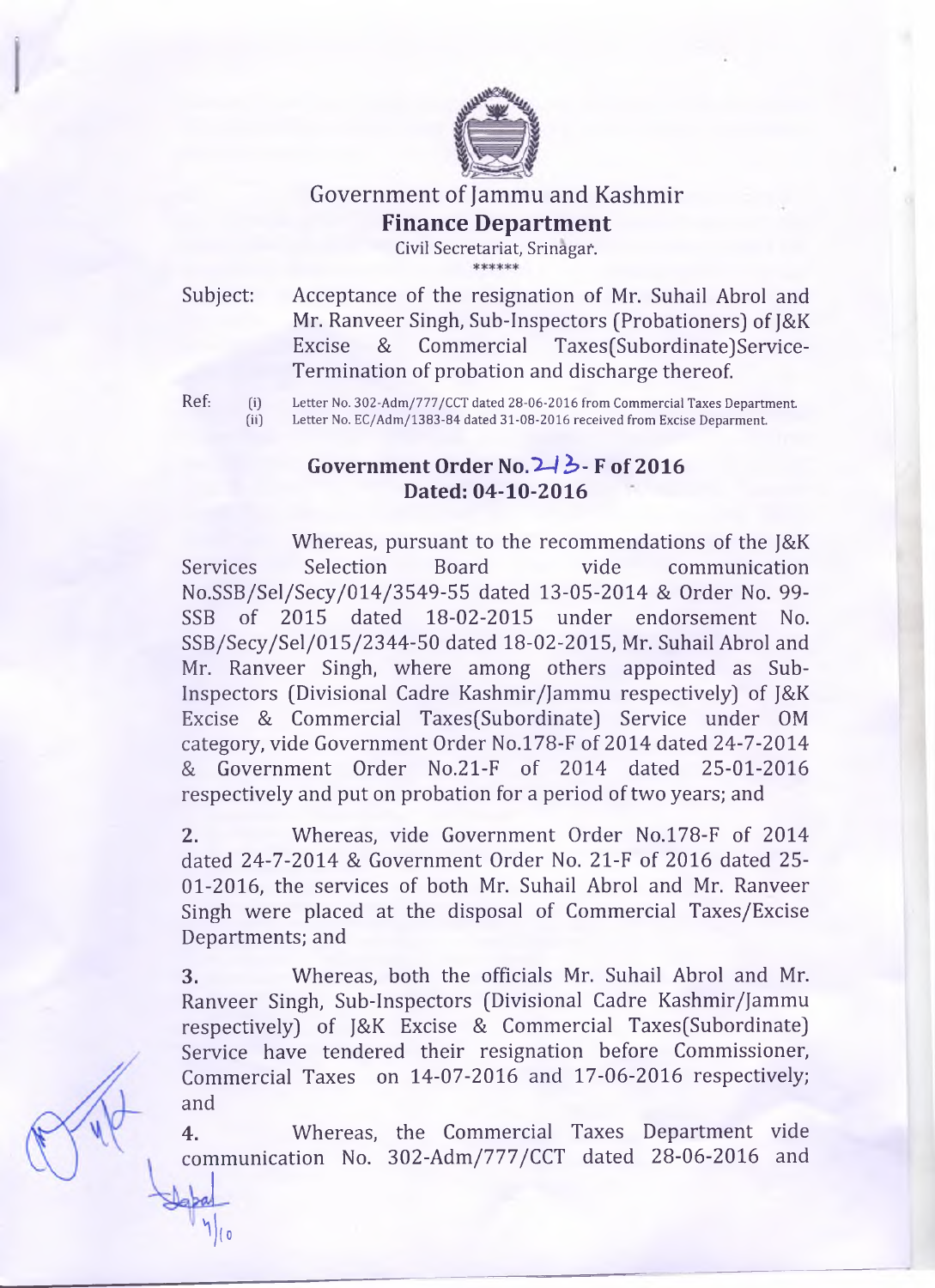# Government of Jammu and Kashmir

## Finance Department

Civil Secretariat, Srinagar.

******

Subject: Acceptance of the resignation of Mr. Suhail Abrol and Mr. Ranveer Singh, Sub-Inspectors (Probationers) of J&K Excise & Commercial Taxes(Subordinate)Service-Termination of probation and discharge thereof.

Ref: (i) Letter No. 302-Adm/777/CCT dated 28-06-2016 from Commercial Taxes Department.
(ii) Letter No. EC/Adm/1383-84 dated 31-08-2016 received from Excise Deparment.

**Government Order No. 213- F of 2016**
**Dated: 04-10-2016**

Whereas, pursuant to the recommendations of the J&K Services Selection Board vide communication No.SSB/Sel/Secy/014/3549-55 dated 13-05-2014 & Order No. 99-SSB of 2015 dated 18-02-2015 under endorsement No. SSB/Secy/Sel/015/2344-50 dated 18-02-2015, Mr. Suhail Abrol and Mr. Ranveer Singh, where among others appointed as Sub-Inspectors (Divisional Cadre Kashmir/Jammu respectively) of J&K Excise & Commercial Taxes(Subordinate) Service under OM category, vide Government Order No.178-F of 2014 dated 24-7-2014 & Government Order No.21-F of 2014 dated 25-01-2016 respectively and put on probation for a period of two years; and

2. Whereas, vide Government Order No.178-F of 2014 dated 24-7-2014 & Government Order No. 21-F of 2016 dated 25-01-2016, the services of both Mr. Suhail Abrol and Mr. Ranveer Singh were placed at the disposal of Commercial Taxes/Excise Departments; and

3. Whereas, both the officials Mr. Suhail Abrol and Mr. Ranveer Singh, Sub-Inspectors (Divisional Cadre Kashmir/Jammu respectively) of J&K Excise & Commercial Taxes(Subordinate) Service have tendered their resignation before Commissioner, Commercial Taxes on 14-07-2016 and 17-06-2016 respectively; and

4. Whereas, the Commercial Taxes Department vide communication No. 302-Adm/777/CCT dated 28-06-2016 and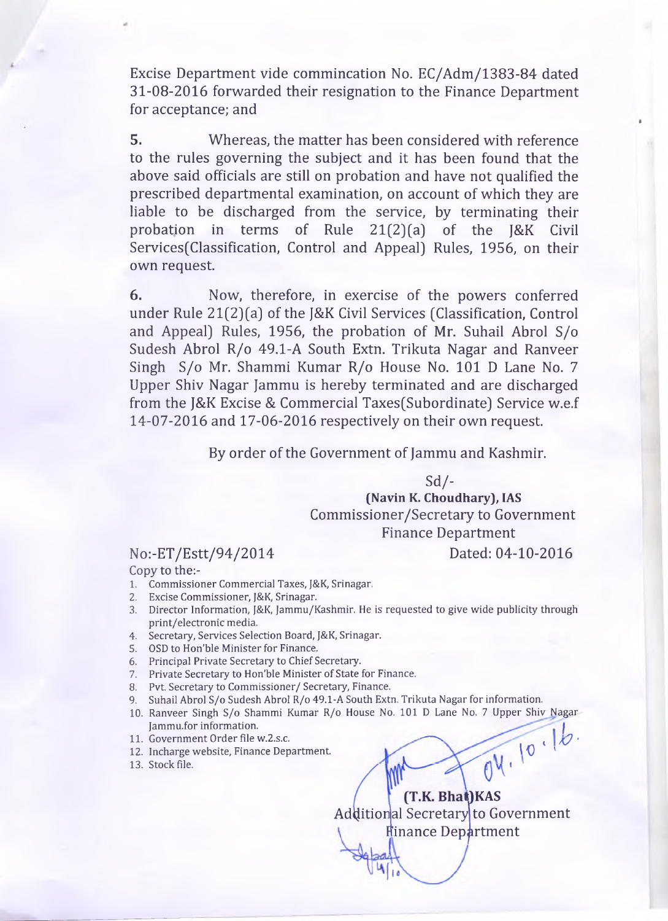Excise Department vide commincation No. EC/Adm/1383-84 dated 31-08-2016 forwarded their resignation to the Finance Department for acceptance; and

**5.** Whereas, the matter has been considered with reference to the rules governing the subject and it has been found that the above said officials are still on probation and have not qualified the prescribed departmental examination, on account of which they are liable to be discharged from the service, by terminating their probation in terms of Rule 21(2)(a) of the J&K Civil Services(Classification, Control and Appeal) Rules, 1956, on their own request.

**6.** Now, therefore, in exercise of the powers conferred under Rule 21(2)(a) of the J&K Civil Services (Classification, Control and Appeal) Rules, 1956, the probation of Mr. Suhail Abrol S/o Sudesh Abrol R/o 49.1-A South Extn. Trikuta Nagar and Ranveer Singh S/o Mr. Shammi Kumar R/o House No. 101 D Lane No. 7 Upper Shiv Nagar Jammu is hereby terminated and are discharged from the J&K Excise & Commercial Taxes(Subordinate) Service w.e.f 14-07-2016 and 17-06-2016 respectively on their own request.

By order of the Government of Jammu and Kashmir.

Sd/-
**(Navin K. Choudhary), IAS**
Commissioner/Secretary to Government
Finance Department

No:-ET/Estt/94/2014 Dated: 04-10-2016

Copy to the:-

1. Commissioner Commercial Taxes, J&K, Srinagar.
2. Excise Commissioner, J&K, Srinagar.
3. Director Information, J&K, Jammu/Kashmir. He is requested to give wide publicity through print/electronic media.
4. Secretary, Services Selection Board, J&K, Srinagar.
5. OSD to Hon'ble Minister for Finance.
6. Principal Private Secretary to Chief Secretary.
7. Private Secretary to Hon'ble Minister of State for Finance.
8. Pvt. Secretary to Commissioner/ Secretary, Finance.
9. Suhail Abrol S/o Sudesh Abrol R/o 49.1-A South Extn. Trikuta Nagar for information.
10. Ranveer Singh S/o Shammi Kumar R/o House No. 101 D Lane No. 7 Upper Shiv Nagar Jammu.for information.
11. Government Order file w.2.s.c.
12. Incharge website, Finance Department.
13. Stock file.

04.10.16.

**(T.K. Bhat)KAS**
Additional Secretary to Government
Finance Department